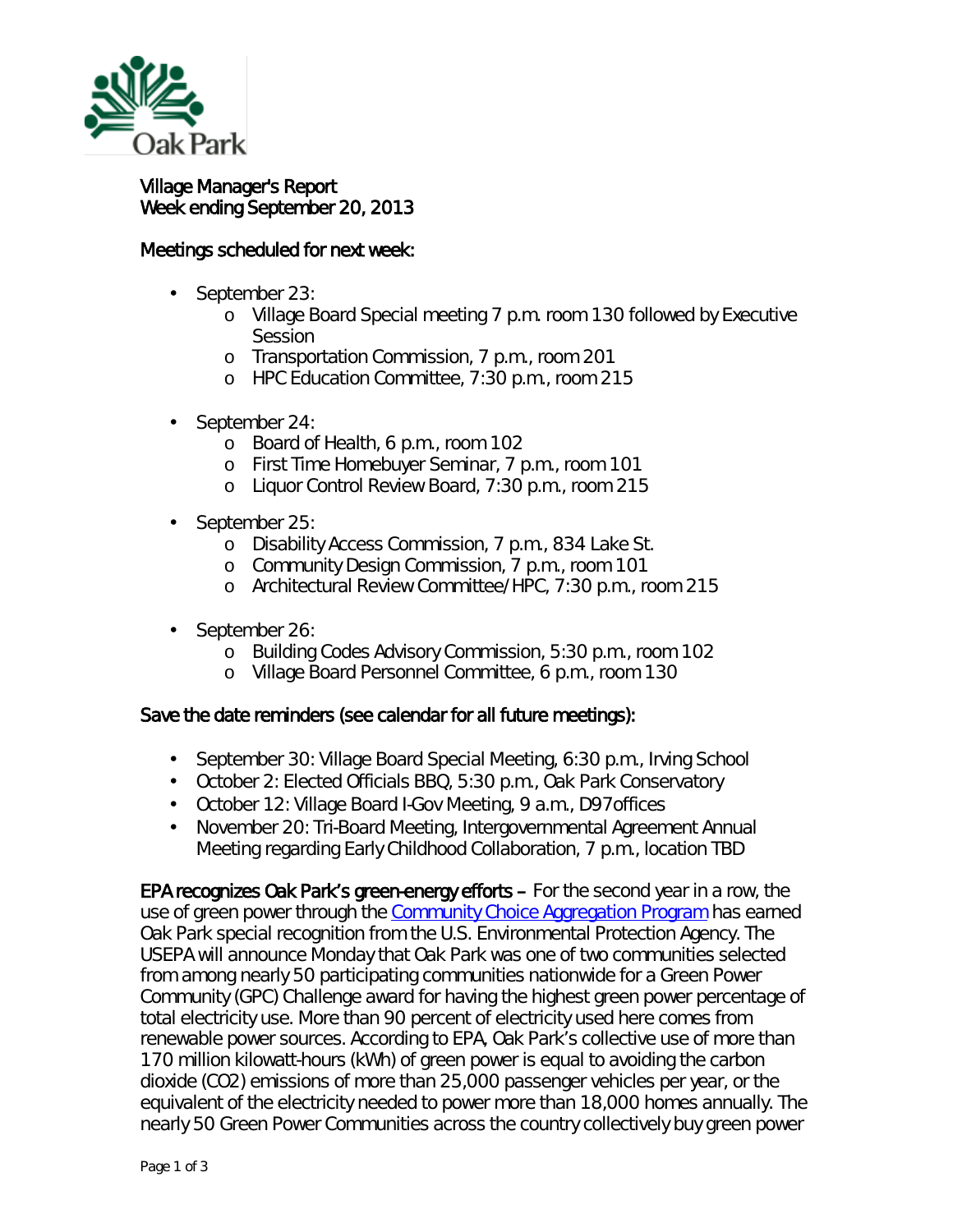# Village Manager's Report
## Week ending September 20, 2013

### Meetings scheduled for next week:

- September 23:
  - Village Board Special meeting 7 p.m. room 130 followed by Executive Session
  - Transportation Commission, 7 p.m., room 201
  - HPC Education Committee, 7:30 p.m., room 215
- September 24:
  - Board of Health, 6 p.m., room 102
  - First Time Homebuyer Seminar, 7 p.m., room 101
  - Liquor Control Review Board, 7:30 p.m., room 215
- September 25:
  - Disability Access Commission, 7 p.m., 834 Lake St.
  - Community Design Commission, 7 p.m., room 101
  - Architectural Review Committee/HPC, 7:30 p.m., room 215
- September 26:
  - Building Codes Advisory Commission, 5:30 p.m., room 102
  - Village Board Personnel Committee, 6 p.m., room 130

### Save the date reminders (see calendar for all future meetings):

- September 30: Village Board Special Meeting, 6:30 p.m., Irving School
- October 2: Elected Officials BBQ, 5:30 p.m., Oak Park Conservatory
- October 12: Village Board I-Gov Meeting, 9 a.m., D97offices
- November 20: Tri-Board Meeting, Intergovernmental Agreement Annual Meeting regarding Early Childhood Collaboration, 7 p.m., location TBD

**EPA recognizes Oak Park's green-energy efforts** – For the second year in a row, the use of green power through the Community Choice Aggregation Program has earned Oak Park special recognition from the U.S. Environmental Protection Agency. The USEPA will announce Monday that Oak Park was one of two communities selected from among nearly 50 participating communities nationwide for a Green Power Community (GPC) Challenge award for having the highest green power percentage of total electricity use. More than 90 percent of electricity used here comes from renewable power sources. According to EPA, Oak Park's collective use of more than 170 million kilowatt-hours (kWh) of green power is equal to avoiding the carbon dioxide ($CO_2$) emissions of more than 25,000 passenger vehicles per year, or the equivalent of the electricity needed to power more than 18,000 homes annually. The nearly 50 Green Power Communities across the country collectively buy green power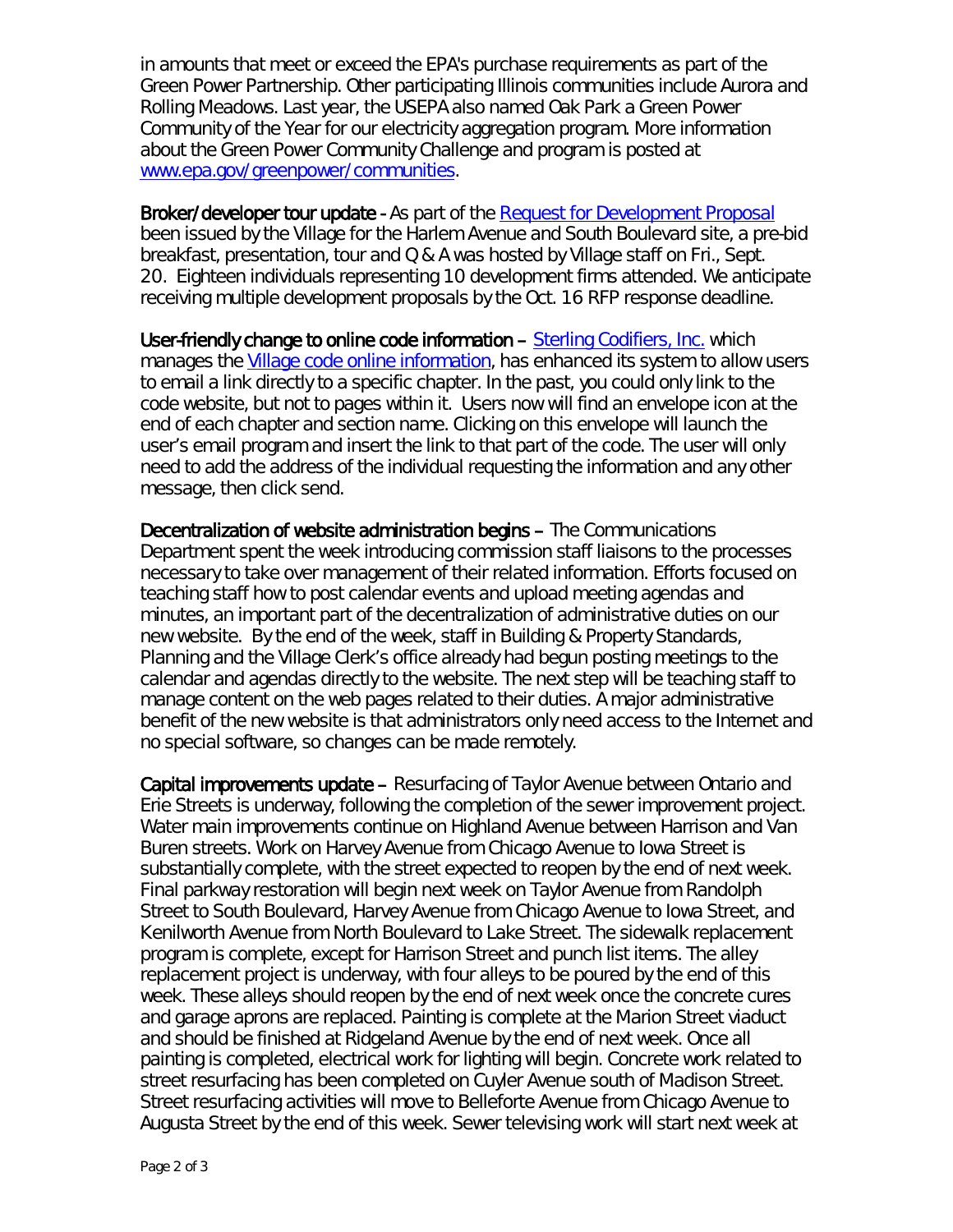in amounts that meet or exceed the EPA's purchase requirements as part of the Green Power Partnership. Other participating Illinois communities include Aurora and Rolling Meadows. Last year, the USEPA also named Oak Park a Green Power Community of the Year for our electricity aggregation program. More information about the Green Power Community Challenge and program is posted at [www.epa.gov/greenpower/communities](www.epa.gov/greenpower/communities).

**Broker/developer tour update** - As part of the [Request for Development Proposal]() been issued by the Village for the Harlem Avenue and South Boulevard site, a pre-bid breakfast, presentation, tour and Q & A was hosted by Village staff on Fri., Sept. 20. Eighteen individuals representing 10 development firms attended. We anticipate receiving multiple development proposals by the Oct. 16 RFP response deadline.

**User-friendly change to online code information** – [Sterling Codifiers, Inc.]() which manages the [Village code online information](), has enhanced its system to allow users to email a link directly to a specific chapter. In the past, you could only link to the code website, but not to pages within it. Users now will find an envelope icon at the end of each chapter and section name. Clicking on this envelope will launch the user's email program and insert the link to that part of the code. The user will only need to add the address of the individual requesting the information and any other message, then click send.

**Decentralization of website administration begins** – The Communications Department spent the week introducing commission staff liaisons to the processes necessary to take over management of their related information. Efforts focused on teaching staff how to post calendar events and upload meeting agendas and minutes, an important part of the decentralization of administrative duties on our new website. By the end of the week, staff in Building & Property Standards, Planning and the Village Clerk's office already had begun posting meetings to the calendar and agendas directly to the website. The next step will be teaching staff to manage content on the web pages related to their duties. A major administrative benefit of the new website is that administrators only need access to the Internet and no special software, so changes can be made remotely.

**Capital improvements update** – Resurfacing of Taylor Avenue between Ontario and Erie Streets is underway, following the completion of the sewer improvement project. Water main improvements continue on Highland Avenue between Harrison and Van Buren streets. Work on Harvey Avenue from Chicago Avenue to Iowa Street is substantially complete, with the street expected to reopen by the end of next week. Final parkway restoration will begin next week on Taylor Avenue from Randolph Street to South Boulevard, Harvey Avenue from Chicago Avenue to Iowa Street, and Kenilworth Avenue from North Boulevard to Lake Street. The sidewalk replacement program is complete, except for Harrison Street and punch list items. The alley replacement project is underway, with four alleys to be poured by the end of this week. These alleys should reopen by the end of next week once the concrete cures and garage aprons are replaced. Painting is complete at the Marion Street viaduct and should be finished at Ridgeland Avenue by the end of next week. Once all painting is completed, electrical work for lighting will begin. Concrete work related to street resurfacing has been completed on Cuyler Avenue south of Madison Street. Street resurfacing activities will move to Belleforte Avenue from Chicago Avenue to Augusta Street by the end of this week. Sewer televising work will start next week at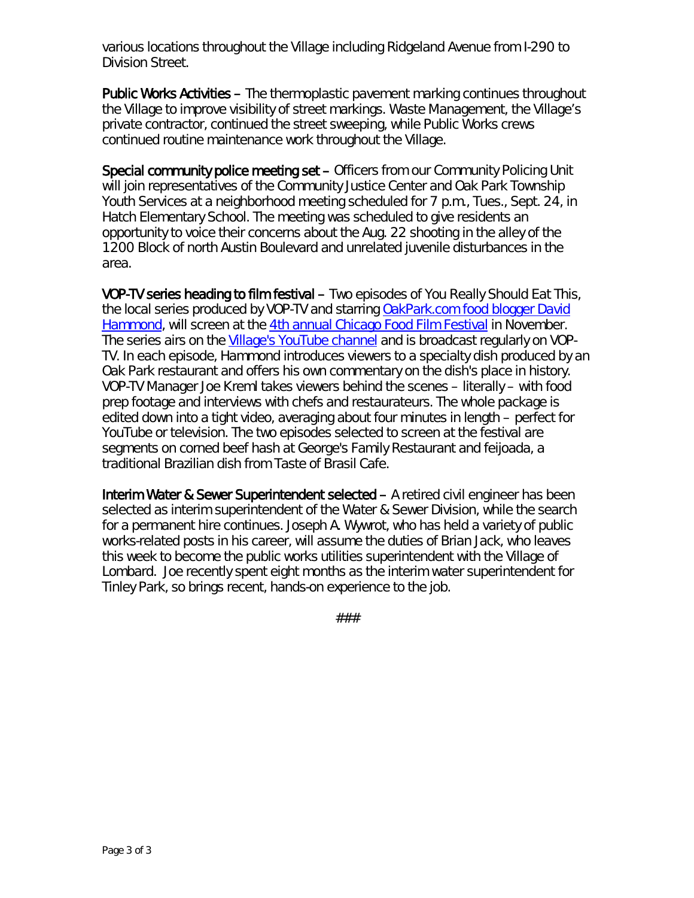various locations throughout the Village including Ridgeland Avenue from I-290 to Division Street.

**Public Works Activities –** The thermoplastic pavement marking continues throughout the Village to improve visibility of street markings. Waste Management, the Village's private contractor, continued the street sweeping, while Public Works crews continued routine maintenance work throughout the Village.

**Special community police meeting set –** Officers from our Community Policing Unit will join representatives of the Community Justice Center and Oak Park Township Youth Services at a neighborhood meeting scheduled for 7 p.m., Tues., Sept. 24, in Hatch Elementary School. The meeting was scheduled to give residents an opportunity to voice their concerns about the Aug. 22 shooting in the alley of the 1200 Block of north Austin Boulevard and unrelated juvenile disturbances in the area.

**VOP-TV series heading to film festival –** Two episodes of You Really Should Eat This, the local series produced by VOP-TV and starring OakPark.com food blogger David Hammond, will screen at the 4th annual Chicago Food Film Festival in November. The series airs on the Village's YouTube channel and is broadcast regularly on VOP-TV. In each episode, Hammond introduces viewers to a specialty dish produced by an Oak Park restaurant and offers his own commentary on the dish's place in history. VOP-TV Manager Joe Kreml takes viewers behind the scenes – literally – with food prep footage and interviews with chefs and restaurateurs. The whole package is edited down into a tight video, averaging about four minutes in length – perfect for YouTube or television. The two episodes selected to screen at the festival are segments on corned beef hash at George's Family Restaurant and feijoada, a traditional Brazilian dish from Taste of Brasil Cafe.

**Interim Water & Sewer Superintendent selected –** A retired civil engineer has been selected as interim superintendent of the Water & Sewer Division, while the search for a permanent hire continues. Joseph A. Wywrot, who has held a variety of public works-related posts in his career, will assume the duties of Brian Jack, who leaves this week to become the public works utilities superintendent with the Village of Lombard. Joe recently spent eight months as the interim water superintendent for Tinley Park, so brings recent, hands-on experience to the job.

###